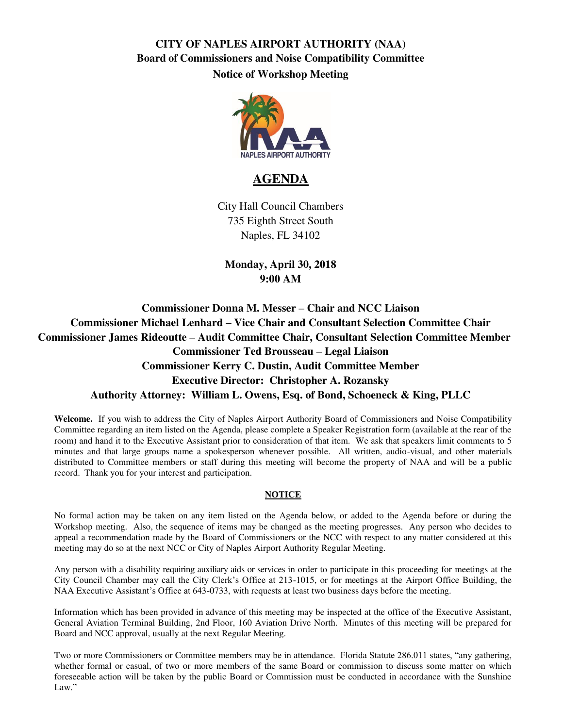# CITY OF NAPLES AIRPORT AUTHORITY (NAA)
## Board of Commissioners and Noise Compatibility Committee
### Notice of Workshop Meeting

## AGENDA

City Hall Council Chambers
735 Eighth Street South
Naples, FL 34102

**Monday, April 30, 2018**
**9:00 AM**

**Commissioner Donna M. Messer – Chair and NCC Liaison**
**Commissioner Michael Lenhard – Vice Chair and Consultant Selection Committee Chair**
**Commissioner James Rideoutte – Audit Committee Chair, Consultant Selection Committee Member**
**Commissioner Ted Brousseau – Legal Liaison**
**Commissioner Kerry C. Dustin, Audit Committee Member**
**Executive Director: Christopher A. Rozansky**
**Authority Attorney: William L. Owens, Esq. of Bond, Schoeneck & King, PLLC**

**Welcome.** If you wish to address the City of Naples Airport Authority Board of Commissioners and Noise Compatibility Committee regarding an item listed on the Agenda, please complete a Speaker Registration form (available at the rear of the room) and hand it to the Executive Assistant prior to consideration of that item. We ask that speakers limit comments to 5 minutes and that large groups name a spokesperson whenever possible. All written, audio-visual, and other materials distributed to Committee members or staff during this meeting will become the property of NAA and will be a public record. Thank you for your interest and participation.

**NOTICE**

No formal action may be taken on any item listed on the Agenda below, or added to the Agenda before or during the Workshop meeting. Also, the sequence of items may be changed as the meeting progresses. Any person who decides to appeal a recommendation made by the Board of Commissioners or the NCC with respect to any matter considered at this meeting may do so at the next NCC or City of Naples Airport Authority Regular Meeting.

Any person with a disability requiring auxiliary aids or services in order to participate in this proceeding for meetings at the City Council Chamber may call the City Clerk's Office at 213-1015, or for meetings at the Airport Office Building, the NAA Executive Assistant's Office at 643-0733, with requests at least two business days before the meeting.

Information which has been provided in advance of this meeting may be inspected at the office of the Executive Assistant, General Aviation Terminal Building, 2nd Floor, 160 Aviation Drive North. Minutes of this meeting will be prepared for Board and NCC approval, usually at the next Regular Meeting.

Two or more Commissioners or Committee members may be in attendance. Florida Statute 286.011 states, "any gathering, whether formal or casual, of two or more members of the same Board or commission to discuss some matter on which foreseeable action will be taken by the public Board or Commission must be conducted in accordance with the Sunshine Law."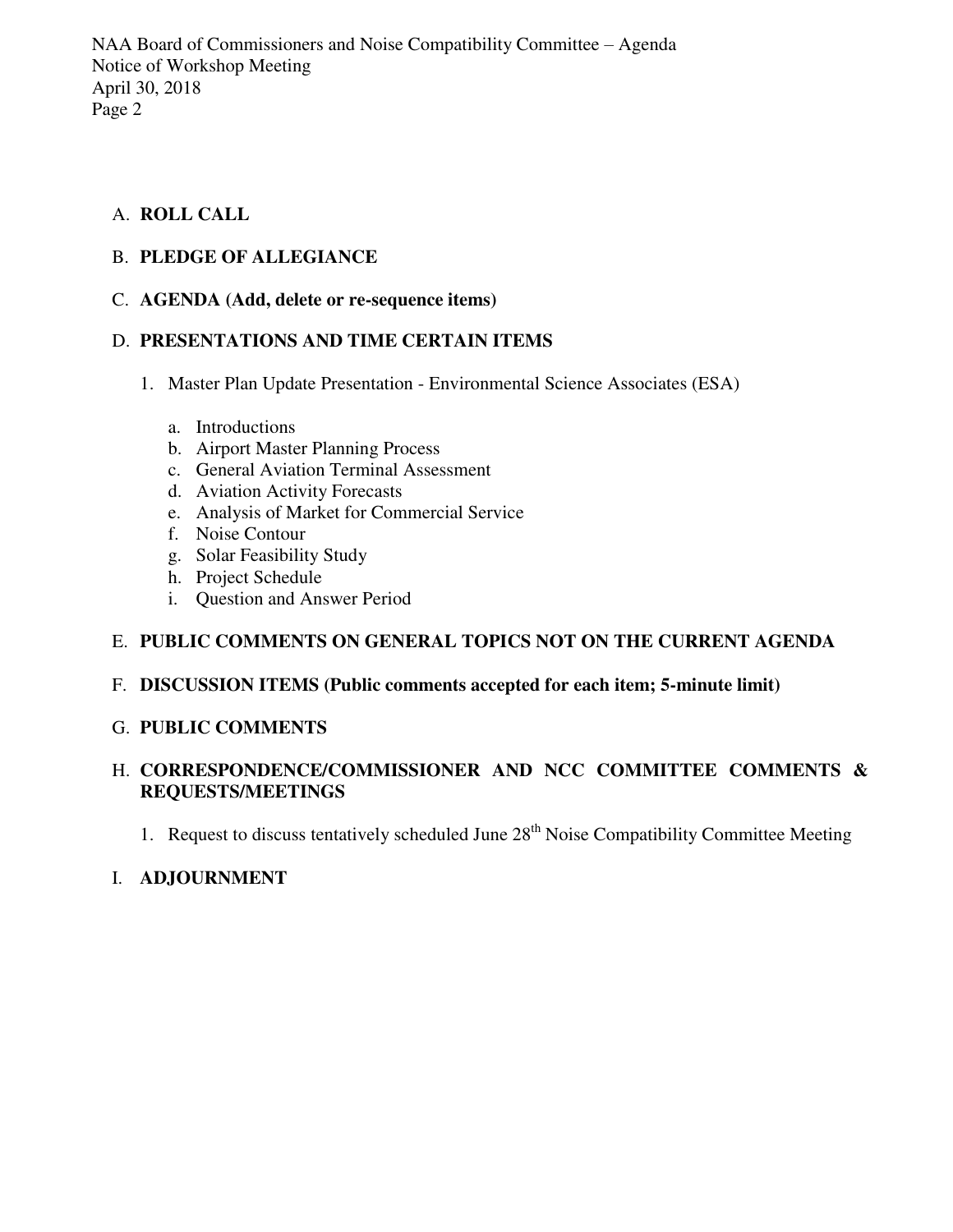A. **ROLL CALL**

B. **PLEDGE OF ALLEGIANCE**

C. **AGENDA (Add, delete or re-sequence items)**

D. **PRESENTATIONS AND TIME CERTAIN ITEMS**

1. Master Plan Update Presentation - Environmental Science Associates (ESA)

   a. Introductions
   b. Airport Master Planning Process
   c. General Aviation Terminal Assessment
   d. Aviation Activity Forecasts
   e. Analysis of Market for Commercial Service
   f. Noise Contour
   g. Solar Feasibility Study
   h. Project Schedule
   i. Question and Answer Period

E. **PUBLIC COMMENTS ON GENERAL TOPICS NOT ON THE CURRENT AGENDA**

F. **DISCUSSION ITEMS (Public comments accepted for each item; 5-minute limit)**

G. **PUBLIC COMMENTS**

H. **CORRESPONDENCE/COMMISSIONER AND NCC COMMITTEE COMMENTS & REQUESTS/MEETINGS**

1. Request to discuss tentatively scheduled June 28th Noise Compatibility Committee Meeting

I. **ADJOURNMENT**